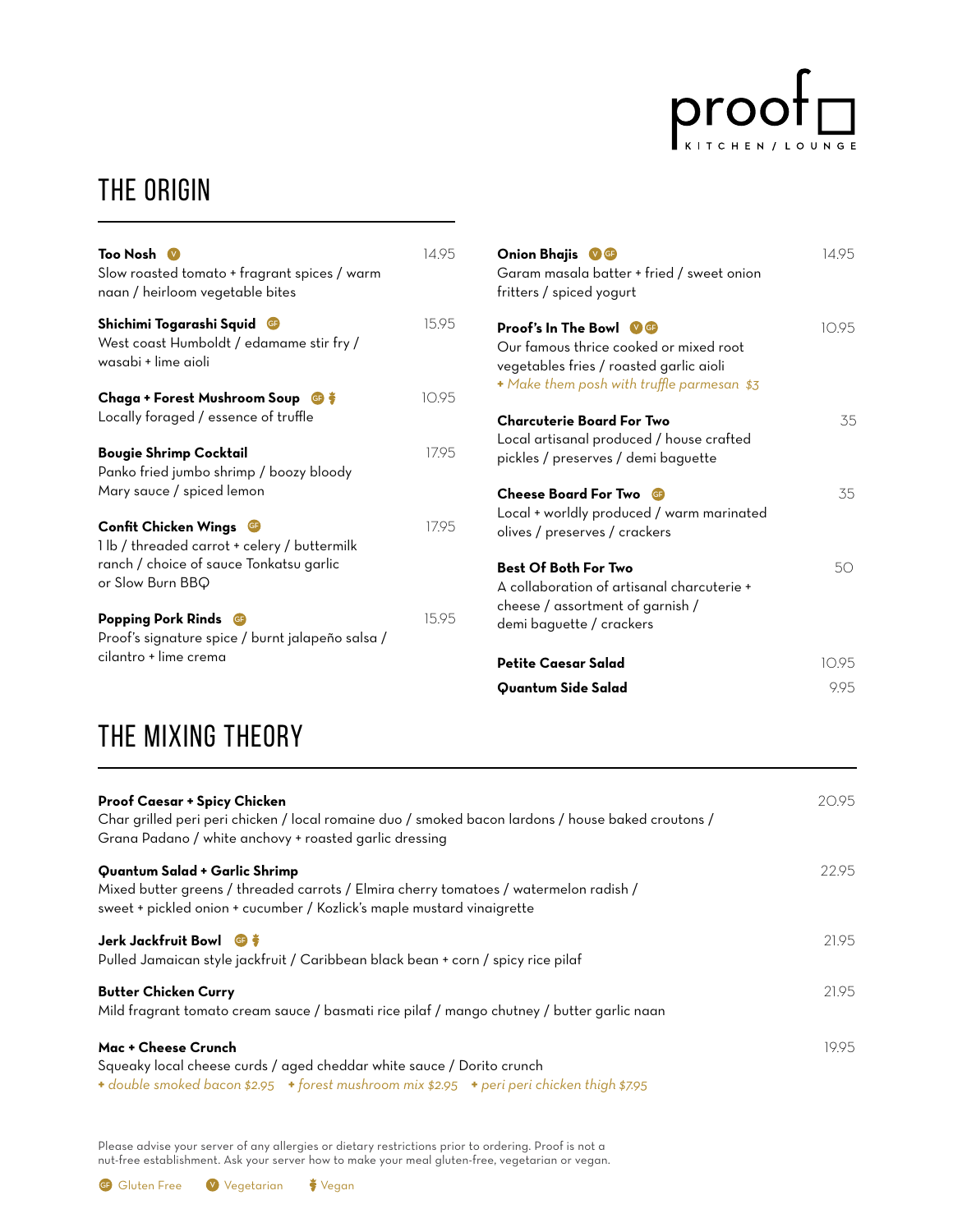# proof

KITCHEN / LOUNGE

## THE ORIGIN

**Too Nosh** (V) — 14.95
Slow roasted tomato + fragrant spices / warm naan / heirloom vegetable bites

**Shichimi Togarashi Squid** (GF) — 15.95
West coast Humboldt / edamame stir fry / wasabi + lime aioli

**Chaga + Forest Mushroom Soup** (GF) (Vegan) — 10.95
Locally foraged / essence of truffle

**Bougie Shrimp Cocktail** — 17.95
Panko fried jumbo shrimp / boozy bloody Mary sauce / spiced lemon

**Confit Chicken Wings** (GF) — 17.95
1 lb / threaded carrot + celery / buttermilk ranch / choice of sauce Tonkatsu garlic or Slow Burn BBQ

**Popping Pork Rinds** (GF) — 15.95
Proof's signature spice / burnt jalapeño salsa / cilantro + lime crema

**Onion Bhajis** (V) (GF) — 14.95
Garam masala batter + fried / sweet onion fritters / spiced yogurt

**Proof's In The Bowl** (V) (GF) — 10.95
Our famous thrice cooked or mixed root vegetables fries / roasted garlic aioli
*+ Make them posh with truffle parmesan $3*

**Charcuterie Board For Two** — 35
Local artisanal produced / house crafted pickles / preserves / demi baguette

**Cheese Board For Two** (GF) — 35
Local + worldly produced / warm marinated olives / preserves / crackers

**Best Of Both For Two** — 50
A collaboration of artisanal charcuterie + cheese / assortment of garnish / demi baguette / crackers

**Petite Caesar Salad** — 10.95

**Quantum Side Salad** — 9.95

## THE MIXING THEORY

**Proof Caesar + Spicy Chicken** — 20.95
Char grilled peri peri chicken / local romaine duo / smoked bacon lardons / house baked croutons / Grana Padano / white anchovy + roasted garlic dressing

**Quantum Salad + Garlic Shrimp** — 22.95
Mixed butter greens / threaded carrots / Elmira cherry tomatoes / watermelon radish / sweet + pickled onion + cucumber / Kozlick's maple mustard vinaigrette

**Jerk Jackfruit Bowl** (GF) (Vegan) — 21.95
Pulled Jamaican style jackfruit / Caribbean black bean + corn / spicy rice pilaf

**Butter Chicken Curry** — 21.95
Mild fragrant tomato cream sauce / basmati rice pilaf / mango chutney / butter garlic naan

**Mac + Cheese Crunch** — 19.95
Squeaky local cheese curds / aged cheddar white sauce / Dorito crunch
*+ double smoked bacon $2.95* *+ forest mushroom mix $2.95* *+ peri peri chicken thigh $7.95*

Please advise your server of any allergies or dietary restrictions prior to ordering. Proof is not a nut-free establishment. Ask your server how to make your meal gluten-free, vegetarian or vegan.

(GF) Gluten Free (V) Vegetarian (Vegan) Vegan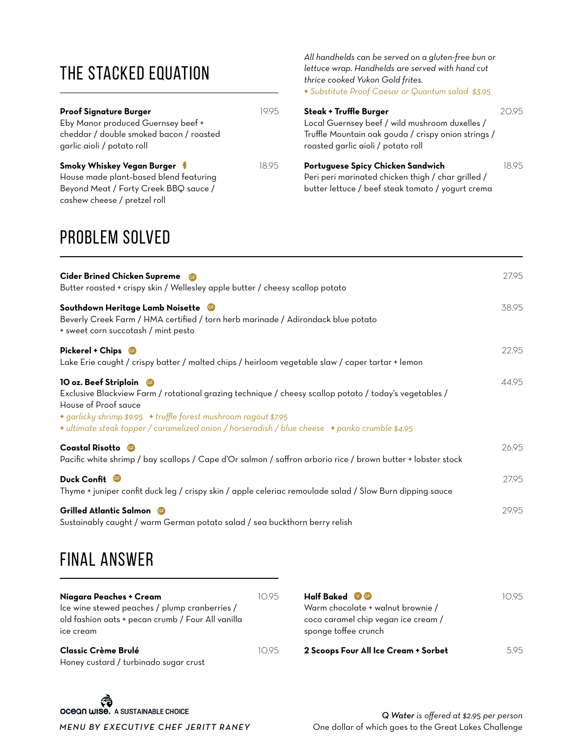## THE STACKED EQUATION

*All handhelds can be served on a gluten-free bun or lettuce wrap. Handhelds are served with hand cut thrice cooked Yukon Gold frites.*
*+ Substitute Proof Caesar or Quantum salad $3.95*

**Proof Signature Burger** 19.95
Eby Manor produced Guernsey beef + cheddar / double smoked bacon / roasted garlic aioli / potato roll

**Smoky Whiskey Vegan Burger** 18.95
House made plant-based blend featuring Beyond Meat / Forty Creek BBQ sauce / cashew cheese / pretzel roll

**Steak + Truffle Burger** 20.95
Local Guernsey beef / wild mushroom duxelles / Truffle Mountain oak gouda / crispy onion strings / roasted garlic aioli / potato roll

**Portuguese Spicy Chicken Sandwich** 18.95
Peri peri marinated chicken thigh / char grilled / butter lettuce / beef steak tomato / yogurt crema

## PROBLEM SOLVED

**Cider Brined Chicken Supreme** GF 27.95
Butter roasted + crispy skin / Wellesley apple butter / cheesy scallop potato

**Southdown Heritage Lamb Noisette** GF 38.95
Beverly Creek Farm / HMA certified / torn herb marinade / Adirondack blue potato + sweet corn succotash / mint pesto

**Pickerel + Chips** GF 22.95
Lake Erie caught / crispy batter / malted chips / heirloom vegetable slaw / caper tartar + lemon

**10 oz. Beef Striploin** GF 44.95
Exclusive Blackview Farm / rotational grazing technique / cheesy scallop potato / today's vegetables / House of Proof sauce
*+ garlicky shrimp $9.95 + truffle forest mushroom ragout $7.95*
*+ ultimate steak topper / caramelized onion / horseradish / blue cheese + panko crumble $4.95*

**Coastal Risotto** GF 26.95
Pacific white shrimp / bay scallops / Cape d'Or salmon / saffron arborio rice / brown butter + lobster stock

**Duck Confit** GF 27.95
Thyme + juniper confit duck leg / crispy skin / apple celeriac remoulade salad / Slow Burn dipping sauce

**Grilled Atlantic Salmon** GF 29.95
Sustainably caught / warm German potato salad / sea buckthorn berry relish

## FINAL ANSWER

**Niagara Peaches + Cream** 10.95
Ice wine stewed peaches / plump cranberries / old fashion oats + pecan crumb / Four All vanilla ice cream

**Classic Crème Brulé** 10.95
Honey custard / turbinado sugar crust

**Half Baked** V GF 10.95
Warm chocolate + walnut brownie / coco caramel chip vegan ice cream / sponge toffee crunch

**2 Scoops Four All Ice Cream + Sorbet** 5.95

ocean wise. A SUSTAINABLE CHOICE

*MENU BY EXECUTIVE CHEF JERITT RANEY*

*Q Water is offered at $2.95 per person*
One dollar of which goes to the Great Lakes Challenge